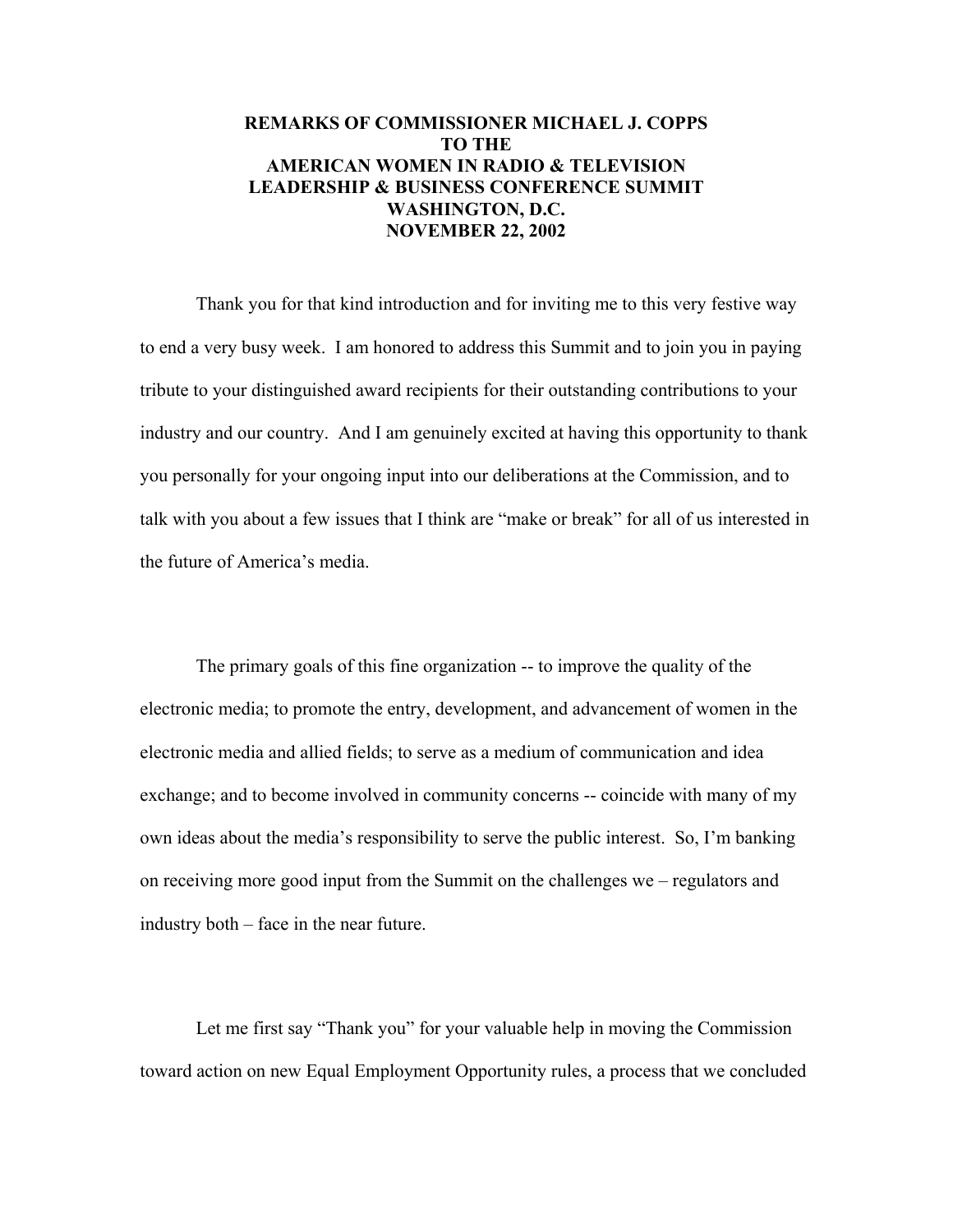**REMARKS OF COMMISSIONER MICHAEL J. COPPS**
**TO THE**
**AMERICAN WOMEN IN RADIO & TELEVISION**
**LEADERSHIP & BUSINESS CONFERENCE SUMMIT**
**WASHINGTON, D.C.**
**NOVEMBER 22, 2002**

Thank you for that kind introduction and for inviting me to this very festive way to end a very busy week. I am honored to address this Summit and to join you in paying tribute to your distinguished award recipients for their outstanding contributions to your industry and our country. And I am genuinely excited at having this opportunity to thank you personally for your ongoing input into our deliberations at the Commission, and to talk with you about a few issues that I think are "make or break" for all of us interested in the future of America's media.

The primary goals of this fine organization -- to improve the quality of the electronic media; to promote the entry, development, and advancement of women in the electronic media and allied fields; to serve as a medium of communication and idea exchange; and to become involved in community concerns -- coincide with many of my own ideas about the media's responsibility to serve the public interest. So, I'm banking on receiving more good input from the Summit on the challenges we – regulators and industry both – face in the near future.

Let me first say "Thank you" for your valuable help in moving the Commission toward action on new Equal Employment Opportunity rules, a process that we concluded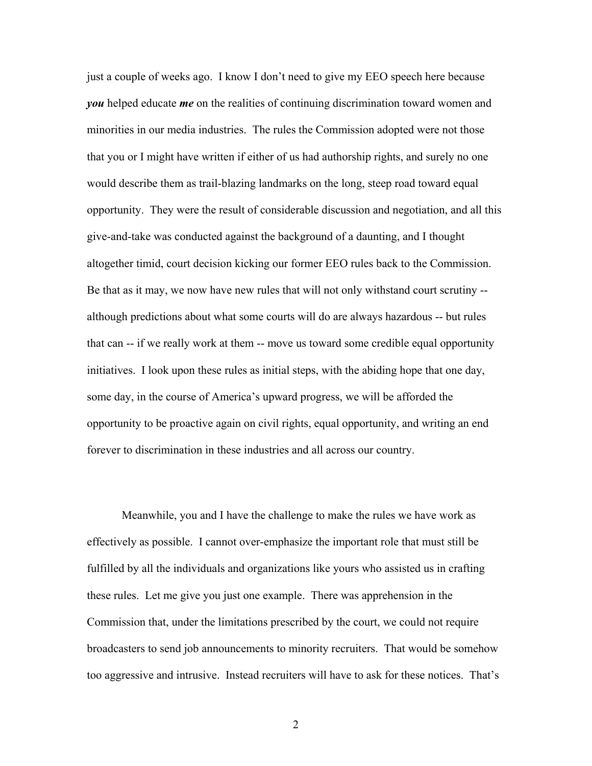just a couple of weeks ago. I know I don't need to give my EEO speech here because ***you*** helped educate ***me*** on the realities of continuing discrimination toward women and minorities in our media industries. The rules the Commission adopted were not those that you or I might have written if either of us had authorship rights, and surely no one would describe them as trail-blazing landmarks on the long, steep road toward equal opportunity. They were the result of considerable discussion and negotiation, and all this give-and-take was conducted against the background of a daunting, and I thought altogether timid, court decision kicking our former EEO rules back to the Commission. Be that as it may, we now have new rules that will not only withstand court scrutiny -- although predictions about what some courts will do are always hazardous -- but rules that can -- if we really work at them -- move us toward some credible equal opportunity initiatives. I look upon these rules as initial steps, with the abiding hope that one day, some day, in the course of America's upward progress, we will be afforded the opportunity to be proactive again on civil rights, equal opportunity, and writing an end forever to discrimination in these industries and all across our country.

Meanwhile, you and I have the challenge to make the rules we have work as effectively as possible. I cannot over-emphasize the important role that must still be fulfilled by all the individuals and organizations like yours who assisted us in crafting these rules. Let me give you just one example. There was apprehension in the Commission that, under the limitations prescribed by the court, we could not require broadcasters to send job announcements to minority recruiters. That would be somehow too aggressive and intrusive. Instead recruiters will have to ask for these notices. That's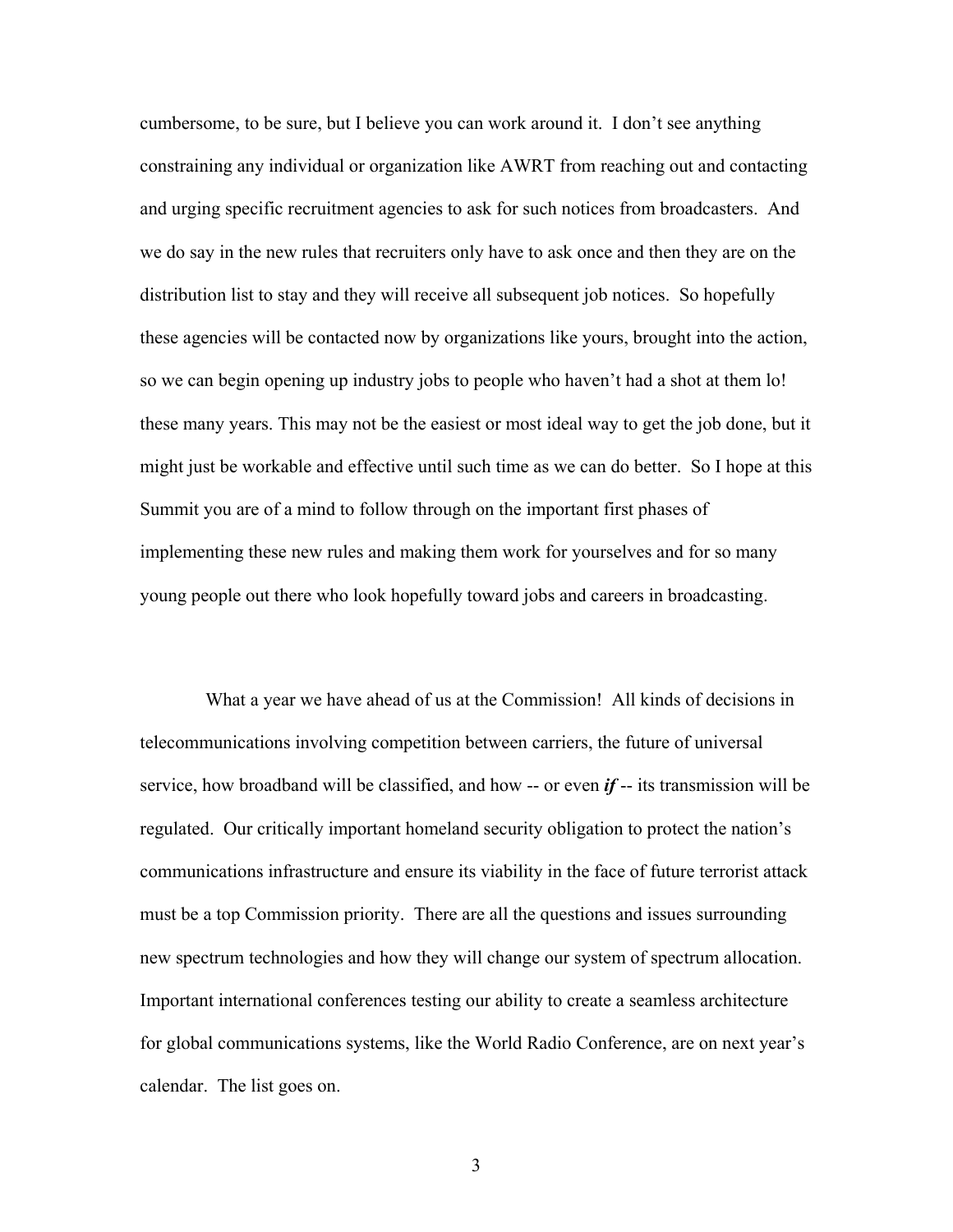cumbersome, to be sure, but I believe you can work around it. I don't see anything constraining any individual or organization like AWRT from reaching out and contacting and urging specific recruitment agencies to ask for such notices from broadcasters. And we do say in the new rules that recruiters only have to ask once and then they are on the distribution list to stay and they will receive all subsequent job notices. So hopefully these agencies will be contacted now by organizations like yours, brought into the action, so we can begin opening up industry jobs to people who haven't had a shot at them lo! these many years. This may not be the easiest or most ideal way to get the job done, but it might just be workable and effective until such time as we can do better. So I hope at this Summit you are of a mind to follow through on the important first phases of implementing these new rules and making them work for yourselves and for so many young people out there who look hopefully toward jobs and careers in broadcasting.

What a year we have ahead of us at the Commission! All kinds of decisions in telecommunications involving competition between carriers, the future of universal service, how broadband will be classified, and how -- or even ***if*** -- its transmission will be regulated. Our critically important homeland security obligation to protect the nation's communications infrastructure and ensure its viability in the face of future terrorist attack must be a top Commission priority. There are all the questions and issues surrounding new spectrum technologies and how they will change our system of spectrum allocation. Important international conferences testing our ability to create a seamless architecture for global communications systems, like the World Radio Conference, are on next year's calendar. The list goes on.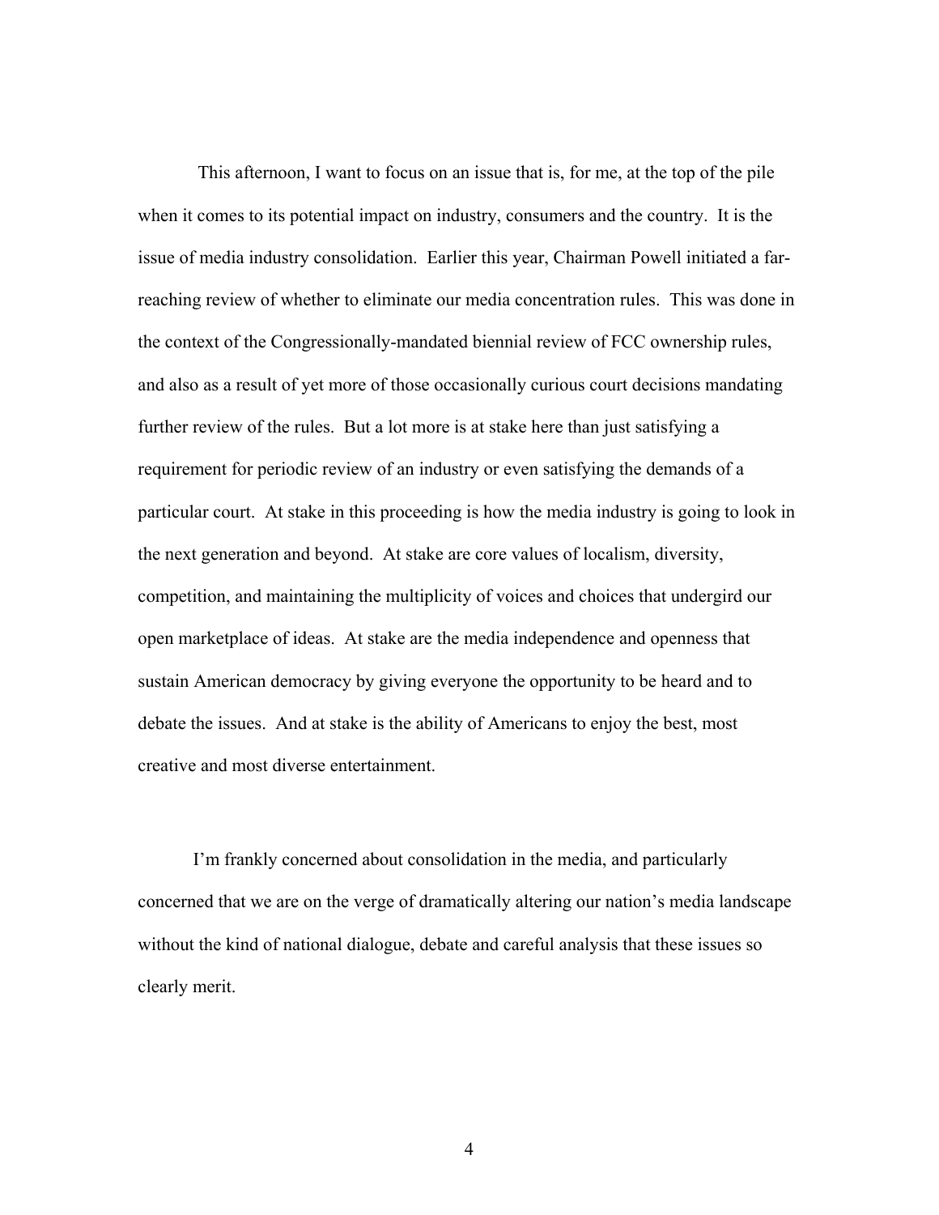This afternoon, I want to focus on an issue that is, for me, at the top of the pile when it comes to its potential impact on industry, consumers and the country. It is the issue of media industry consolidation. Earlier this year, Chairman Powell initiated a far-reaching review of whether to eliminate our media concentration rules. This was done in the context of the Congressionally-mandated biennial review of FCC ownership rules, and also as a result of yet more of those occasionally curious court decisions mandating further review of the rules. But a lot more is at stake here than just satisfying a requirement for periodic review of an industry or even satisfying the demands of a particular court. At stake in this proceeding is how the media industry is going to look in the next generation and beyond. At stake are core values of localism, diversity, competition, and maintaining the multiplicity of voices and choices that undergird our open marketplace of ideas. At stake are the media independence and openness that sustain American democracy by giving everyone the opportunity to be heard and to debate the issues. And at stake is the ability of Americans to enjoy the best, most creative and most diverse entertainment.

I'm frankly concerned about consolidation in the media, and particularly concerned that we are on the verge of dramatically altering our nation's media landscape without the kind of national dialogue, debate and careful analysis that these issues so clearly merit.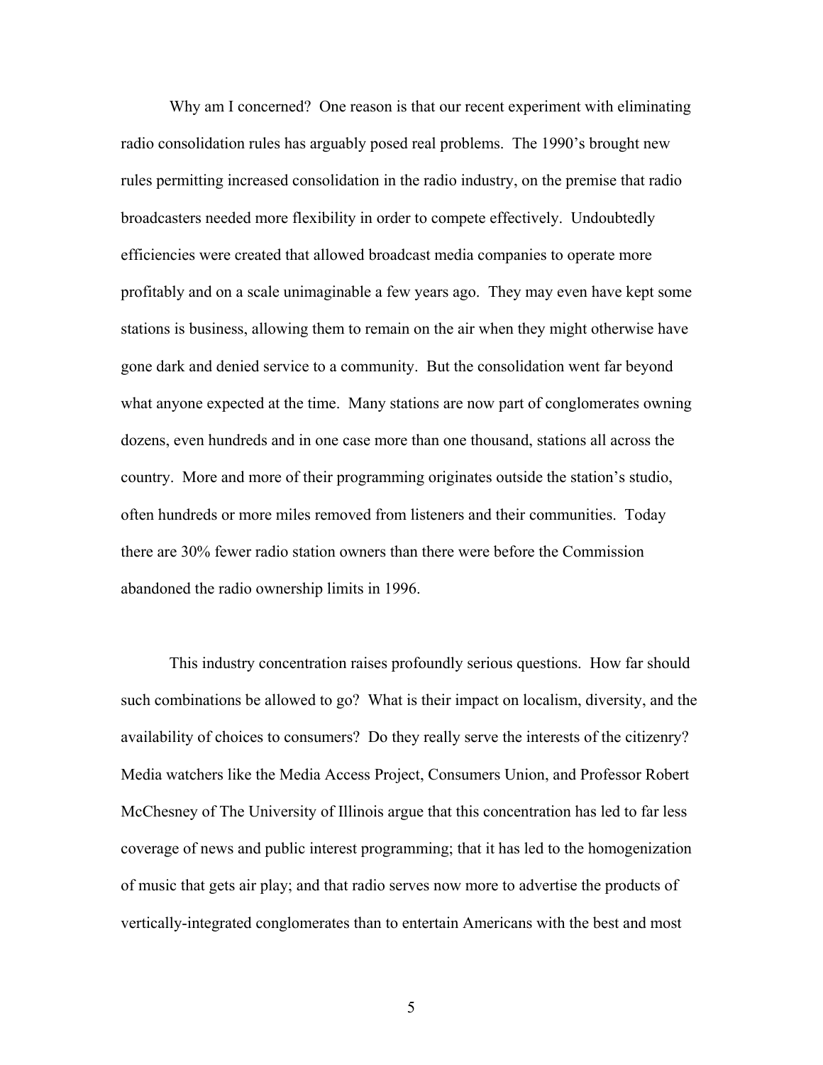Why am I concerned? One reason is that our recent experiment with eliminating radio consolidation rules has arguably posed real problems. The 1990's brought new rules permitting increased consolidation in the radio industry, on the premise that radio broadcasters needed more flexibility in order to compete effectively. Undoubtedly efficiencies were created that allowed broadcast media companies to operate more profitably and on a scale unimaginable a few years ago. They may even have kept some stations is business, allowing them to remain on the air when they might otherwise have gone dark and denied service to a community. But the consolidation went far beyond what anyone expected at the time. Many stations are now part of conglomerates owning dozens, even hundreds and in one case more than one thousand, stations all across the country. More and more of their programming originates outside the station's studio, often hundreds or more miles removed from listeners and their communities. Today there are 30% fewer radio station owners than there were before the Commission abandoned the radio ownership limits in 1996.

This industry concentration raises profoundly serious questions. How far should such combinations be allowed to go? What is their impact on localism, diversity, and the availability of choices to consumers? Do they really serve the interests of the citizenry? Media watchers like the Media Access Project, Consumers Union, and Professor Robert McChesney of The University of Illinois argue that this concentration has led to far less coverage of news and public interest programming; that it has led to the homogenization of music that gets air play; and that radio serves now more to advertise the products of vertically-integrated conglomerates than to entertain Americans with the best and most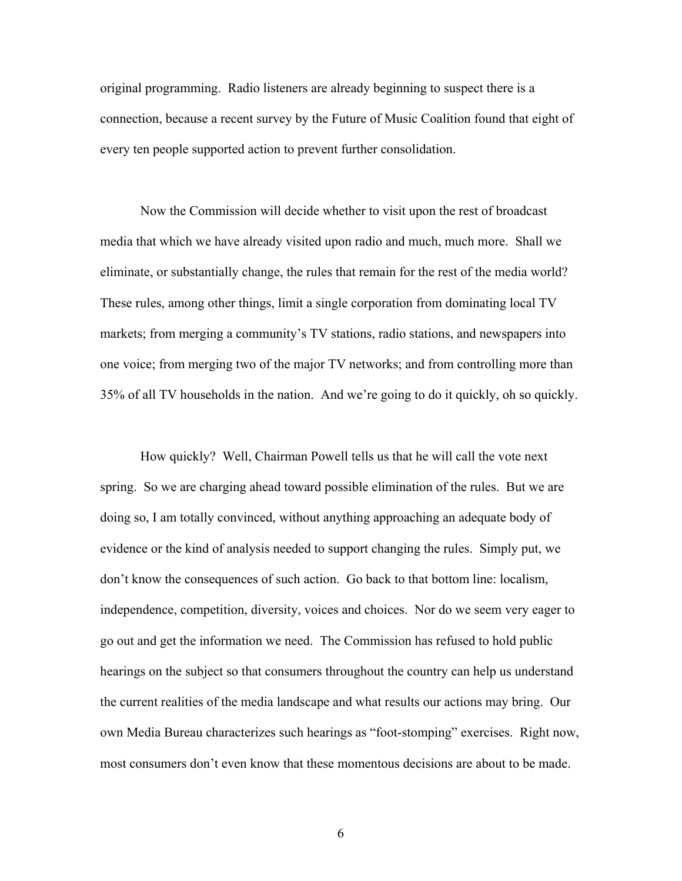original programming. Radio listeners are already beginning to suspect there is a connection, because a recent survey by the Future of Music Coalition found that eight of every ten people supported action to prevent further consolidation.

Now the Commission will decide whether to visit upon the rest of broadcast media that which we have already visited upon radio and much, much more. Shall we eliminate, or substantially change, the rules that remain for the rest of the media world? These rules, among other things, limit a single corporation from dominating local TV markets; from merging a community's TV stations, radio stations, and newspapers into one voice; from merging two of the major TV networks; and from controlling more than 35% of all TV households in the nation. And we're going to do it quickly, oh so quickly.

How quickly? Well, Chairman Powell tells us that he will call the vote next spring. So we are charging ahead toward possible elimination of the rules. But we are doing so, I am totally convinced, without anything approaching an adequate body of evidence or the kind of analysis needed to support changing the rules. Simply put, we don't know the consequences of such action. Go back to that bottom line: localism, independence, competition, diversity, voices and choices. Nor do we seem very eager to go out and get the information we need. The Commission has refused to hold public hearings on the subject so that consumers throughout the country can help us understand the current realities of the media landscape and what results our actions may bring. Our own Media Bureau characterizes such hearings as "foot-stomping" exercises. Right now, most consumers don't even know that these momentous decisions are about to be made.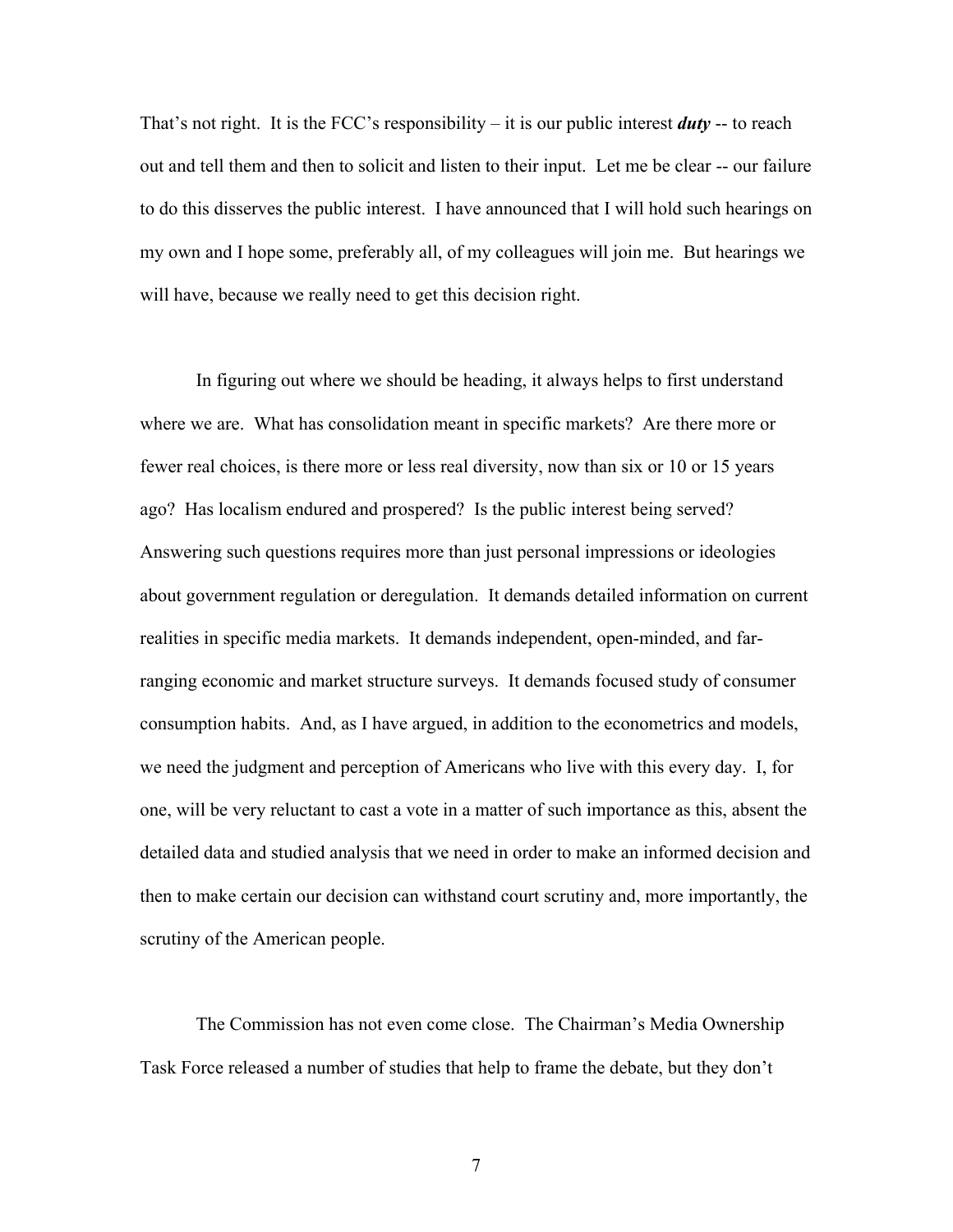That's not right. It is the FCC's responsibility – it is our public interest ***duty*** -- to reach out and tell them and then to solicit and listen to their input. Let me be clear -- our failure to do this disserves the public interest. I have announced that I will hold such hearings on my own and I hope some, preferably all, of my colleagues will join me. But hearings we will have, because we really need to get this decision right.

In figuring out where we should be heading, it always helps to first understand where we are. What has consolidation meant in specific markets? Are there more or fewer real choices, is there more or less real diversity, now than six or 10 or 15 years ago? Has localism endured and prospered? Is the public interest being served? Answering such questions requires more than just personal impressions or ideologies about government regulation or deregulation. It demands detailed information on current realities in specific media markets. It demands independent, open-minded, and far-ranging economic and market structure surveys. It demands focused study of consumer consumption habits. And, as I have argued, in addition to the econometrics and models, we need the judgment and perception of Americans who live with this every day. I, for one, will be very reluctant to cast a vote in a matter of such importance as this, absent the detailed data and studied analysis that we need in order to make an informed decision and then to make certain our decision can withstand court scrutiny and, more importantly, the scrutiny of the American people.

The Commission has not even come close. The Chairman's Media Ownership Task Force released a number of studies that help to frame the debate, but they don't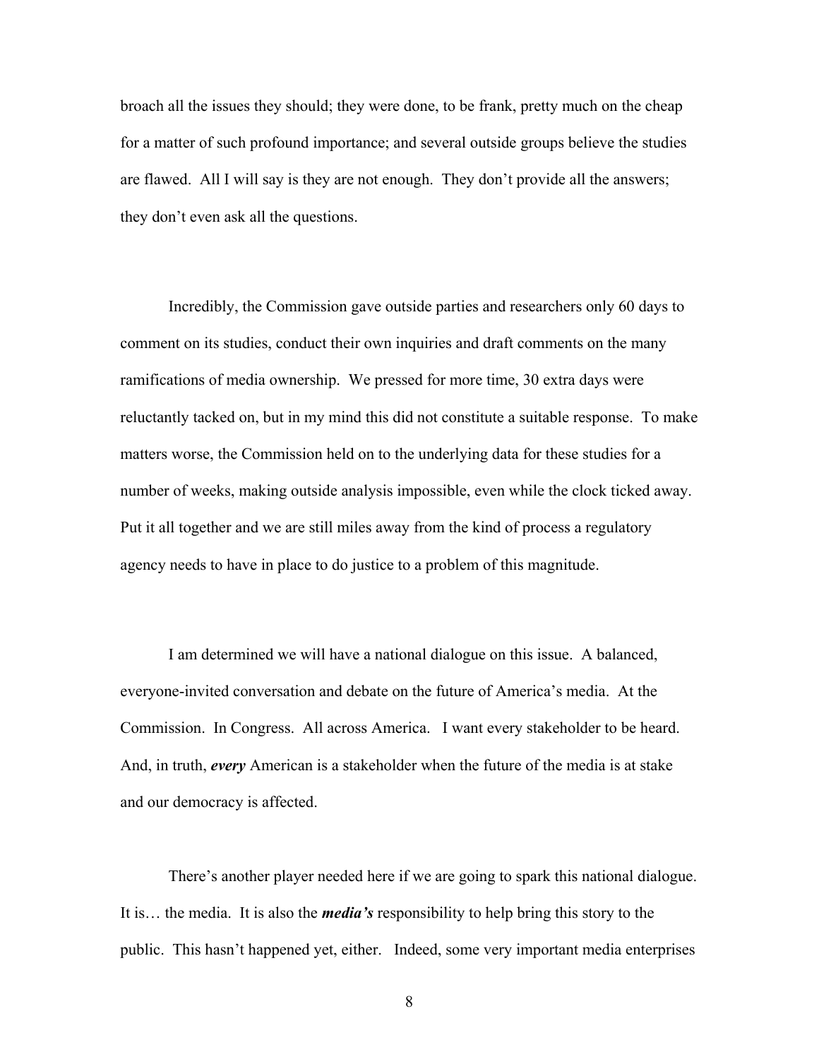broach all the issues they should; they were done, to be frank, pretty much on the cheap for a matter of such profound importance; and several outside groups believe the studies are flawed. All I will say is they are not enough. They don't provide all the answers; they don't even ask all the questions.

Incredibly, the Commission gave outside parties and researchers only 60 days to comment on its studies, conduct their own inquiries and draft comments on the many ramifications of media ownership. We pressed for more time, 30 extra days were reluctantly tacked on, but in my mind this did not constitute a suitable response. To make matters worse, the Commission held on to the underlying data for these studies for a number of weeks, making outside analysis impossible, even while the clock ticked away. Put it all together and we are still miles away from the kind of process a regulatory agency needs to have in place to do justice to a problem of this magnitude.

I am determined we will have a national dialogue on this issue. A balanced, everyone-invited conversation and debate on the future of America's media. At the Commission. In Congress. All across America. I want every stakeholder to be heard. And, in truth, ***every*** American is a stakeholder when the future of the media is at stake and our democracy is affected.

There's another player needed here if we are going to spark this national dialogue. It is… the media. It is also the ***media's*** responsibility to help bring this story to the public. This hasn't happened yet, either. Indeed, some very important media enterprises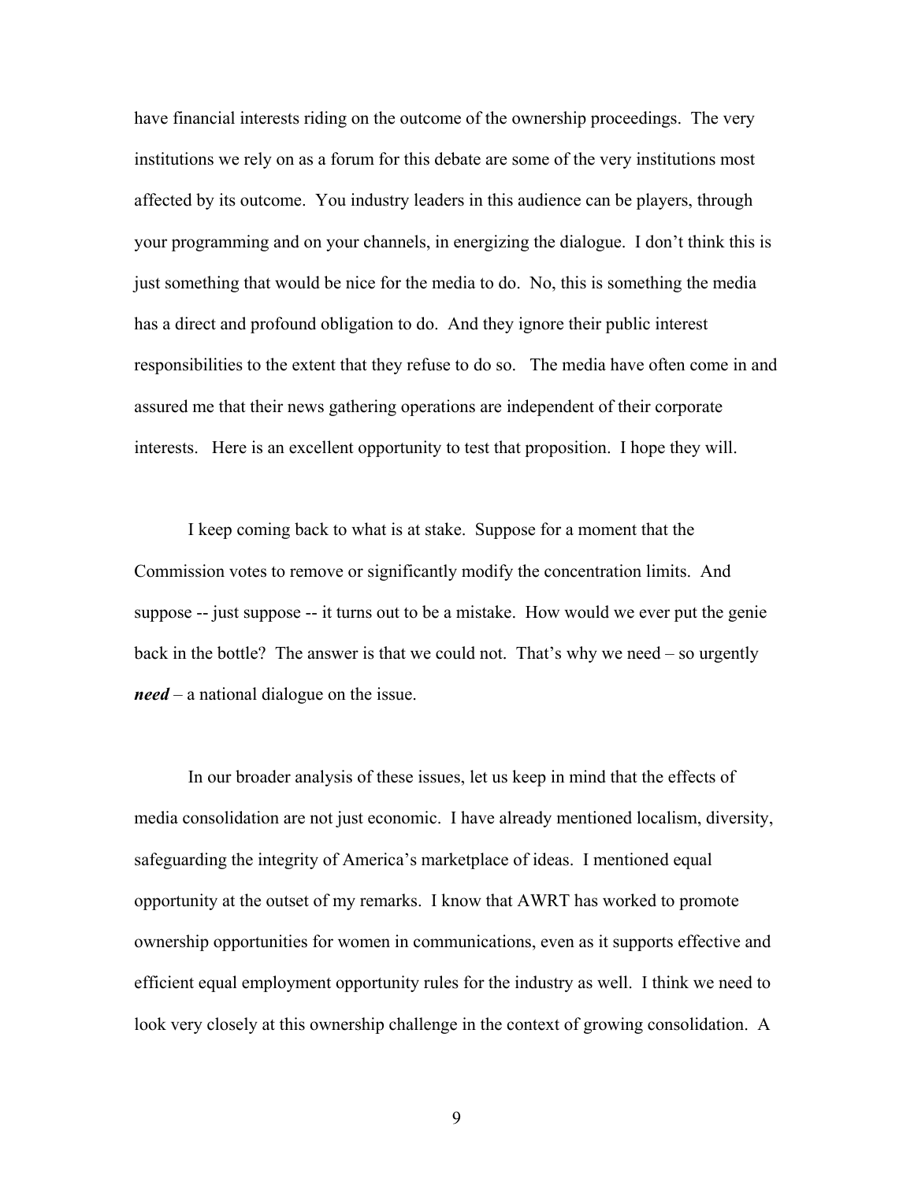have financial interests riding on the outcome of the ownership proceedings. The very institutions we rely on as a forum for this debate are some of the very institutions most affected by its outcome. You industry leaders in this audience can be players, through your programming and on your channels, in energizing the dialogue. I don't think this is just something that would be nice for the media to do. No, this is something the media has a direct and profound obligation to do. And they ignore their public interest responsibilities to the extent that they refuse to do so. The media have often come in and assured me that their news gathering operations are independent of their corporate interests. Here is an excellent opportunity to test that proposition. I hope they will.

I keep coming back to what is at stake. Suppose for a moment that the Commission votes to remove or significantly modify the concentration limits. And suppose -- just suppose -- it turns out to be a mistake. How would we ever put the genie back in the bottle? The answer is that we could not. That's why we need – so urgently ***need*** – a national dialogue on the issue.

In our broader analysis of these issues, let us keep in mind that the effects of media consolidation are not just economic. I have already mentioned localism, diversity, safeguarding the integrity of America's marketplace of ideas. I mentioned equal opportunity at the outset of my remarks. I know that AWRT has worked to promote ownership opportunities for women in communications, even as it supports effective and efficient equal employment opportunity rules for the industry as well. I think we need to look very closely at this ownership challenge in the context of growing consolidation. A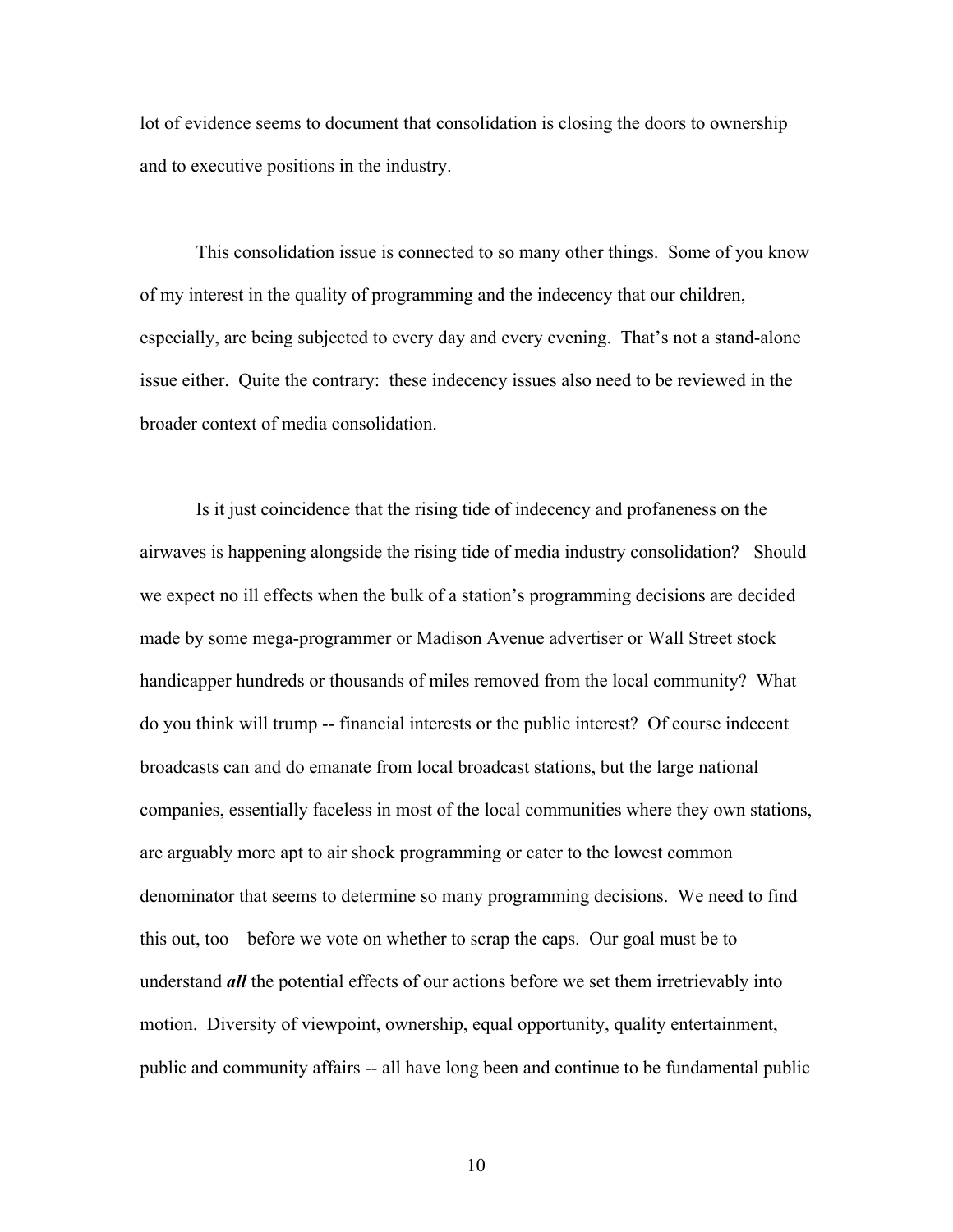lot of evidence seems to document that consolidation is closing the doors to ownership and to executive positions in the industry.

This consolidation issue is connected to so many other things. Some of you know of my interest in the quality of programming and the indecency that our children, especially, are being subjected to every day and every evening. That's not a stand-alone issue either. Quite the contrary: these indecency issues also need to be reviewed in the broader context of media consolidation.

Is it just coincidence that the rising tide of indecency and profaneness on the airwaves is happening alongside the rising tide of media industry consolidation? Should we expect no ill effects when the bulk of a station's programming decisions are decided made by some mega-programmer or Madison Avenue advertiser or Wall Street stock handicapper hundreds or thousands of miles removed from the local community? What do you think will trump -- financial interests or the public interest? Of course indecent broadcasts can and do emanate from local broadcast stations, but the large national companies, essentially faceless in most of the local communities where they own stations, are arguably more apt to air shock programming or cater to the lowest common denominator that seems to determine so many programming decisions. We need to find this out, too – before we vote on whether to scrap the caps. Our goal must be to understand ***all*** the potential effects of our actions before we set them irretrievably into motion. Diversity of viewpoint, ownership, equal opportunity, quality entertainment, public and community affairs -- all have long been and continue to be fundamental public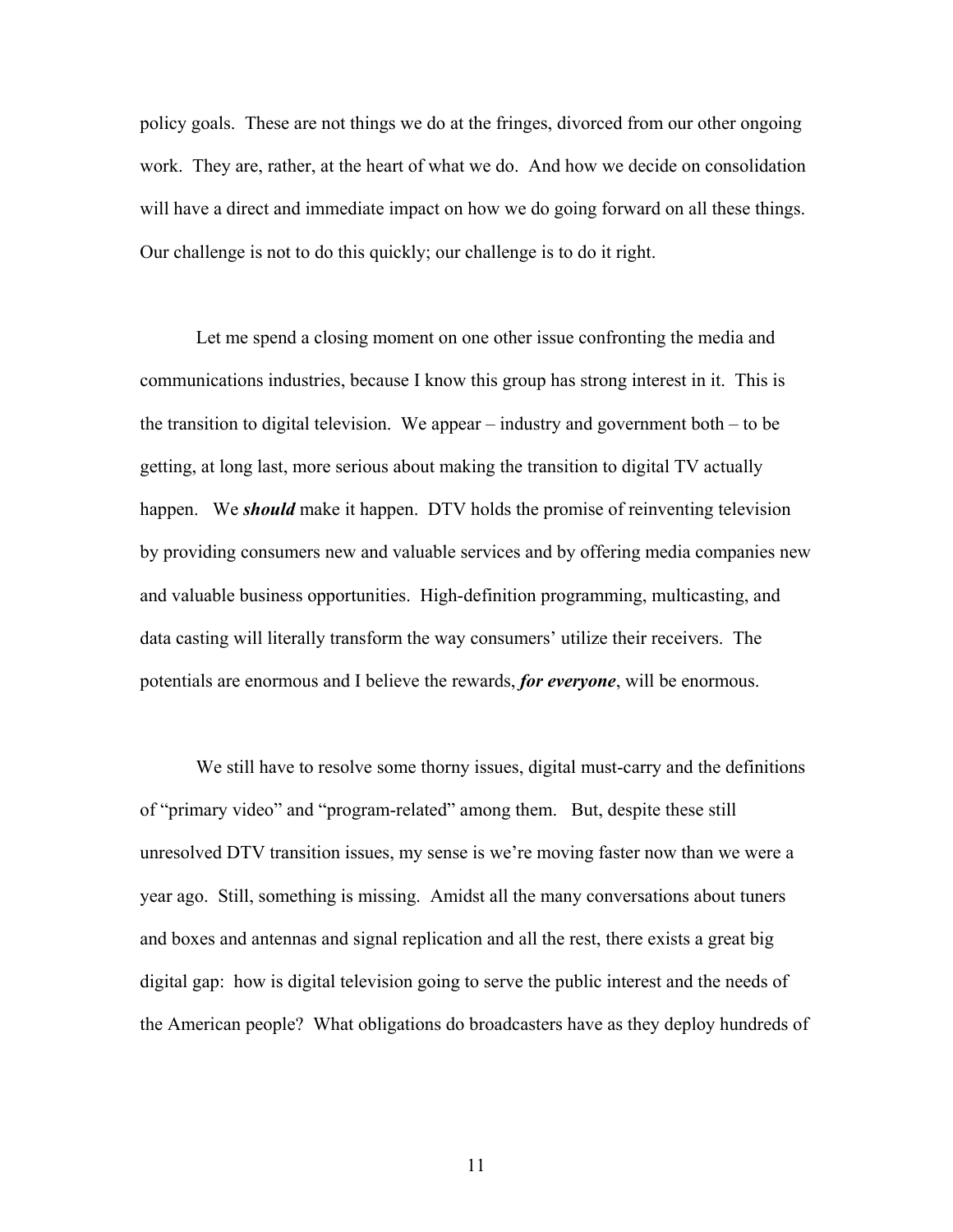policy goals. These are not things we do at the fringes, divorced from our other ongoing work. They are, rather, at the heart of what we do. And how we decide on consolidation will have a direct and immediate impact on how we do going forward on all these things. Our challenge is not to do this quickly; our challenge is to do it right.

Let me spend a closing moment on one other issue confronting the media and communications industries, because I know this group has strong interest in it. This is the transition to digital television. We appear – industry and government both – to be getting, at long last, more serious about making the transition to digital TV actually happen. We ***should*** make it happen. DTV holds the promise of reinventing television by providing consumers new and valuable services and by offering media companies new and valuable business opportunities. High-definition programming, multicasting, and data casting will literally transform the way consumers' utilize their receivers. The potentials are enormous and I believe the rewards, ***for everyone***, will be enormous.

We still have to resolve some thorny issues, digital must-carry and the definitions of "primary video" and "program-related" among them. But, despite these still unresolved DTV transition issues, my sense is we're moving faster now than we were a year ago. Still, something is missing. Amidst all the many conversations about tuners and boxes and antennas and signal replication and all the rest, there exists a great big digital gap: how is digital television going to serve the public interest and the needs of the American people? What obligations do broadcasters have as they deploy hundreds of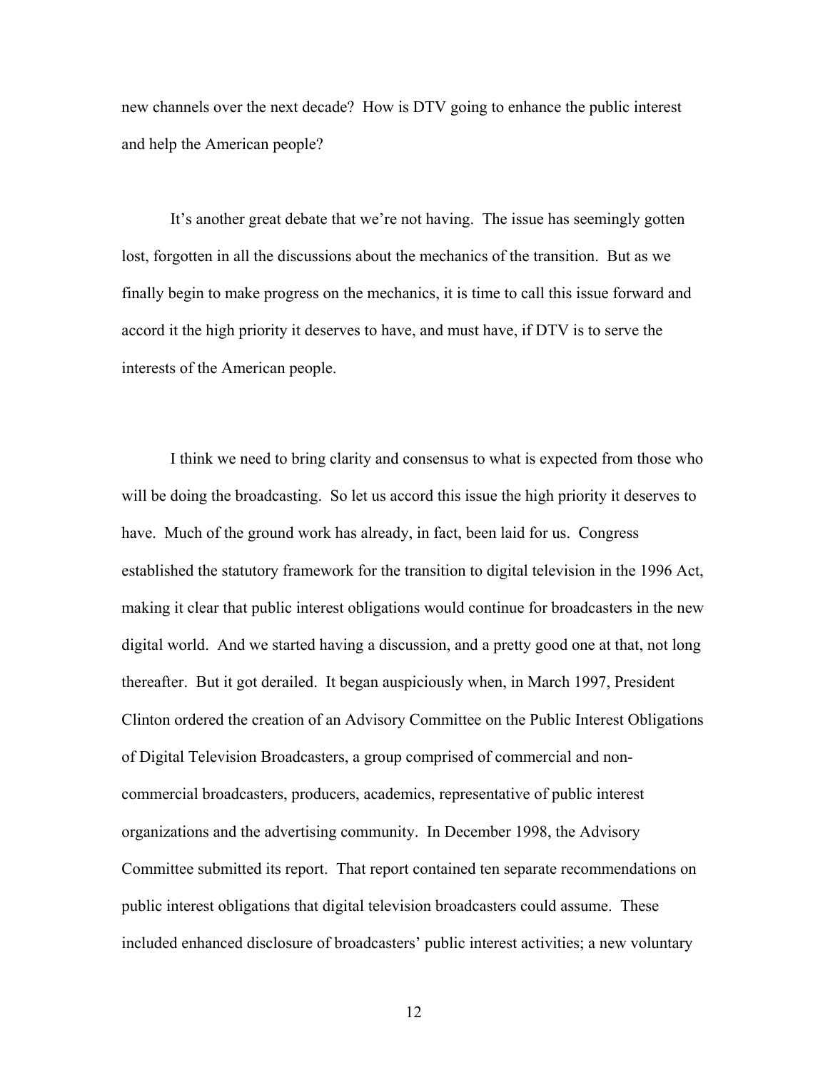new channels over the next decade? How is DTV going to enhance the public interest and help the American people?

It's another great debate that we're not having. The issue has seemingly gotten lost, forgotten in all the discussions about the mechanics of the transition. But as we finally begin to make progress on the mechanics, it is time to call this issue forward and accord it the high priority it deserves to have, and must have, if DTV is to serve the interests of the American people.

I think we need to bring clarity and consensus to what is expected from those who will be doing the broadcasting. So let us accord this issue the high priority it deserves to have. Much of the ground work has already, in fact, been laid for us. Congress established the statutory framework for the transition to digital television in the 1996 Act, making it clear that public interest obligations would continue for broadcasters in the new digital world. And we started having a discussion, and a pretty good one at that, not long thereafter. But it got derailed. It began auspiciously when, in March 1997, President Clinton ordered the creation of an Advisory Committee on the Public Interest Obligations of Digital Television Broadcasters, a group comprised of commercial and non-commercial broadcasters, producers, academics, representative of public interest organizations and the advertising community. In December 1998, the Advisory Committee submitted its report. That report contained ten separate recommendations on public interest obligations that digital television broadcasters could assume. These included enhanced disclosure of broadcasters' public interest activities; a new voluntary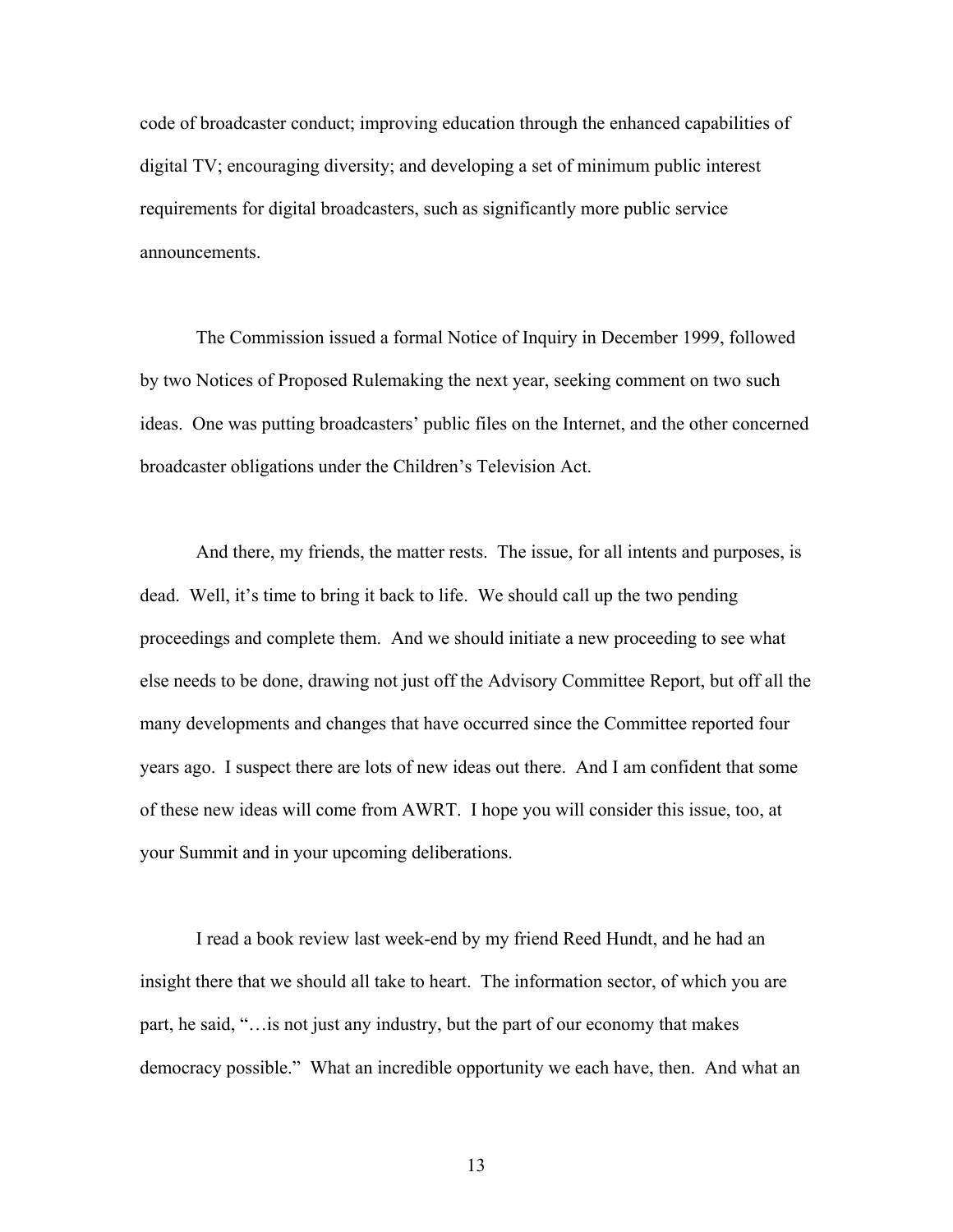code of broadcaster conduct; improving education through the enhanced capabilities of digital TV; encouraging diversity; and developing a set of minimum public interest requirements for digital broadcasters, such as significantly more public service announcements.

The Commission issued a formal Notice of Inquiry in December 1999, followed by two Notices of Proposed Rulemaking the next year, seeking comment on two such ideas. One was putting broadcasters' public files on the Internet, and the other concerned broadcaster obligations under the Children's Television Act.

And there, my friends, the matter rests. The issue, for all intents and purposes, is dead. Well, it's time to bring it back to life. We should call up the two pending proceedings and complete them. And we should initiate a new proceeding to see what else needs to be done, drawing not just off the Advisory Committee Report, but off all the many developments and changes that have occurred since the Committee reported four years ago. I suspect there are lots of new ideas out there. And I am confident that some of these new ideas will come from AWRT. I hope you will consider this issue, too, at your Summit and in your upcoming deliberations.

I read a book review last week-end by my friend Reed Hundt, and he had an insight there that we should all take to heart. The information sector, of which you are part, he said, "…is not just any industry, but the part of our economy that makes democracy possible." What an incredible opportunity we each have, then. And what an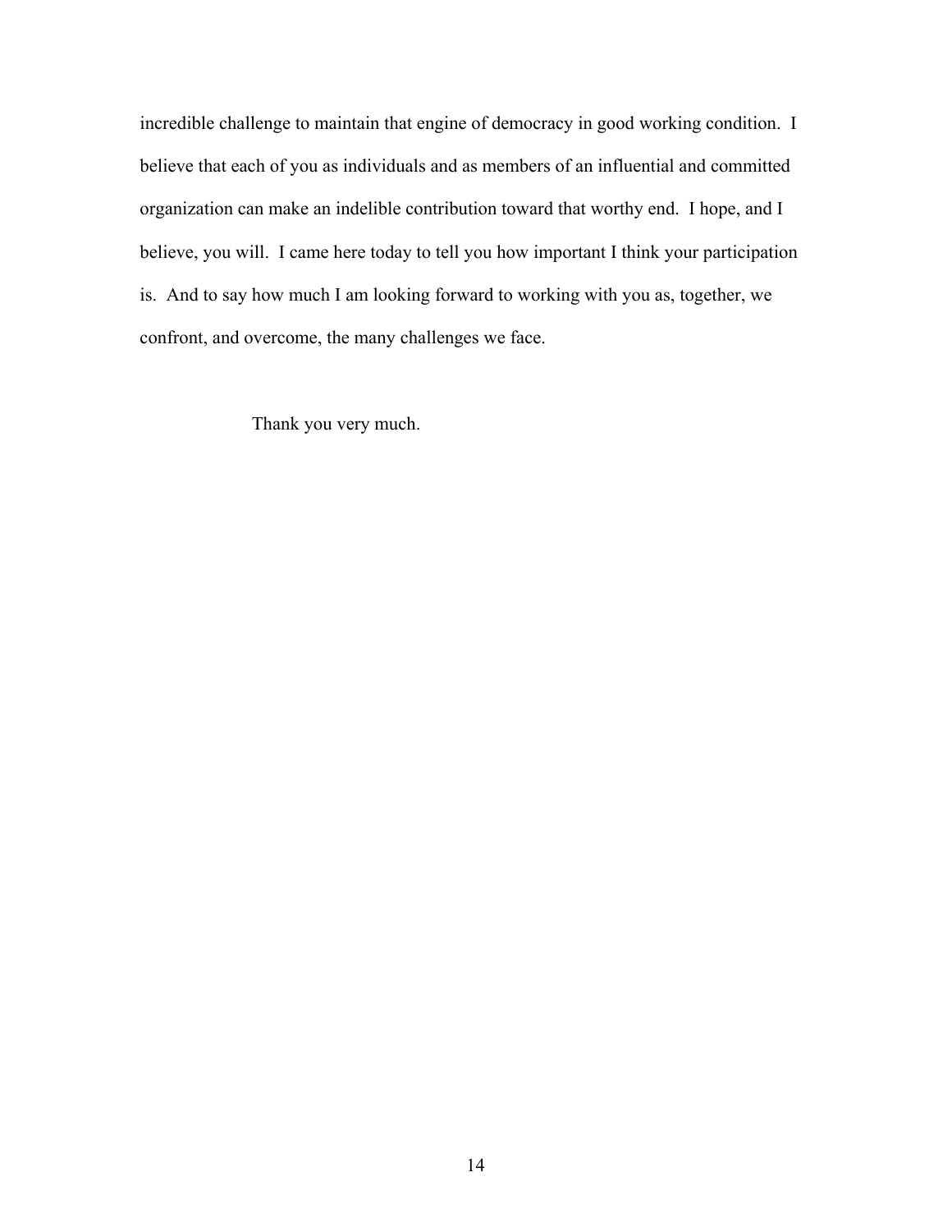incredible challenge to maintain that engine of democracy in good working condition. I believe that each of you as individuals and as members of an influential and committed organization can make an indelible contribution toward that worthy end. I hope, and I believe, you will. I came here today to tell you how important I think your participation is. And to say how much I am looking forward to working with you as, together, we confront, and overcome, the many challenges we face.

Thank you very much.